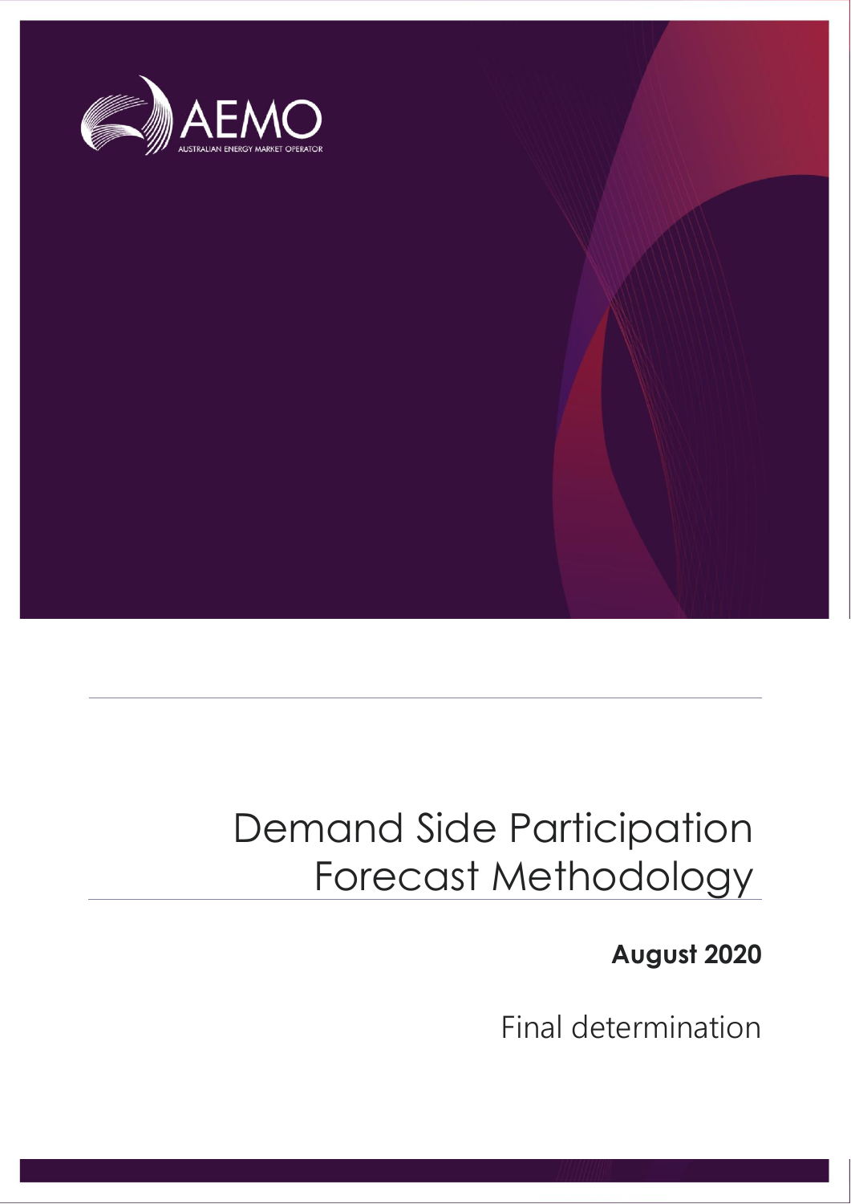AEMO

AUSTRALIAN ENERGY MARKET OPERATOR

# Demand Side Participation Forecast Methodology

**August 2020**

Final determination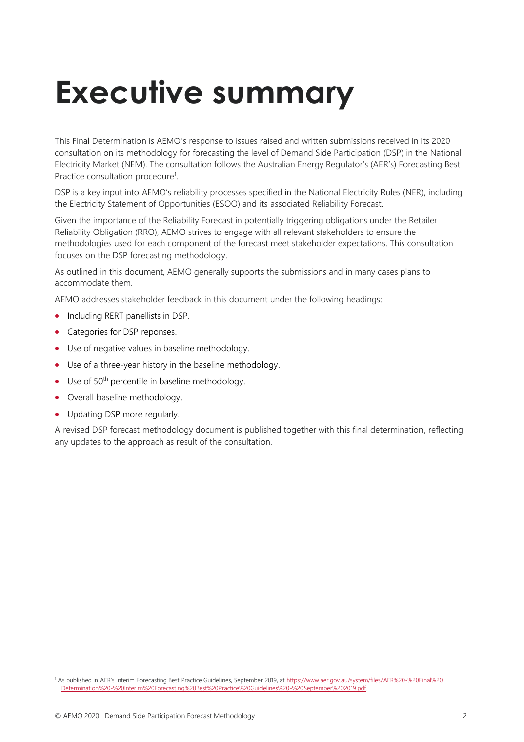# Executive summary

This Final Determination is AEMO's response to issues raised and written submissions received in its 2020 consultation on its methodology for forecasting the level of Demand Side Participation (DSP) in the National Electricity Market (NEM). The consultation follows the Australian Energy Regulator's (AER's) Forecasting Best Practice consultation procedure[1].

DSP is a key input into AEMO's reliability processes specified in the National Electricity Rules (NER), including the Electricity Statement of Opportunities (ESOO) and its associated Reliability Forecast.

Given the importance of the Reliability Forecast in potentially triggering obligations under the Retailer Reliability Obligation (RRO), AEMO strives to engage with all relevant stakeholders to ensure the methodologies used for each component of the forecast meet stakeholder expectations. This consultation focuses on the DSP forecasting methodology.

As outlined in this document, AEMO generally supports the submissions and in many cases plans to accommodate them.

AEMO addresses stakeholder feedback in this document under the following headings:

- Including RERT panellists in DSP.
- Categories for DSP reponses.
- Use of negative values in baseline methodology.
- Use of a three-year history in the baseline methodology.
- Use of 50th percentile in baseline methodology.
- Overall baseline methodology.
- Updating DSP more regularly.

A revised DSP forecast methodology document is published together with this final determination, reflecting any updates to the approach as result of the consultation.

[1] As published in AER's Interim Forecasting Best Practice Guidelines, September 2019, at https://www.aer.gov.au/system/files/AER%20-%20Final%20Determination%20-%20Interim%20Forecasting%20Best%20Practice%20Guidelines%20-%20September%202019.pdf.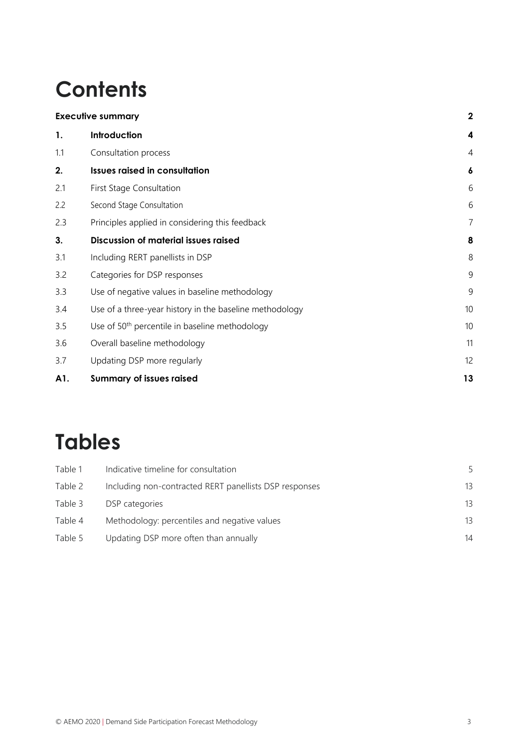# Contents

| | | |
|---|---|---|
| **Executive summary** | | **2** |
| **1.** | **Introduction** | **4** |
| 1.1 | Consultation process | 4 |
| **2.** | **Issues raised in consultation** | **6** |
| 2.1 | First Stage Consultation | 6 |
| 2.2 | Second Stage Consultation | 6 |
| 2.3 | Principles applied in considering this feedback | 7 |
| **3.** | **Discussion of material issues raised** | **8** |
| 3.1 | Including RERT panellists in DSP | 8 |
| 3.2 | Categories for DSP responses | 9 |
| 3.3 | Use of negative values in baseline methodology | 9 |
| 3.4 | Use of a three-year history in the baseline methodology | 10 |
| 3.5 | Use of 50th percentile in baseline methodology | 10 |
| 3.6 | Overall baseline methodology | 11 |
| 3.7 | Updating DSP more regularly | 12 |
| **A1.** | **Summary of issues raised** | **13** |

# Tables

| | | |
|---|---|---|
| Table 1 | Indicative timeline for consultation | 5 |
| Table 2 | Including non-contracted RERT panellists DSP responses | 13 |
| Table 3 | DSP categories | 13 |
| Table 4 | Methodology: percentiles and negative values | 13 |
| Table 5 | Updating DSP more often than annually | 14 |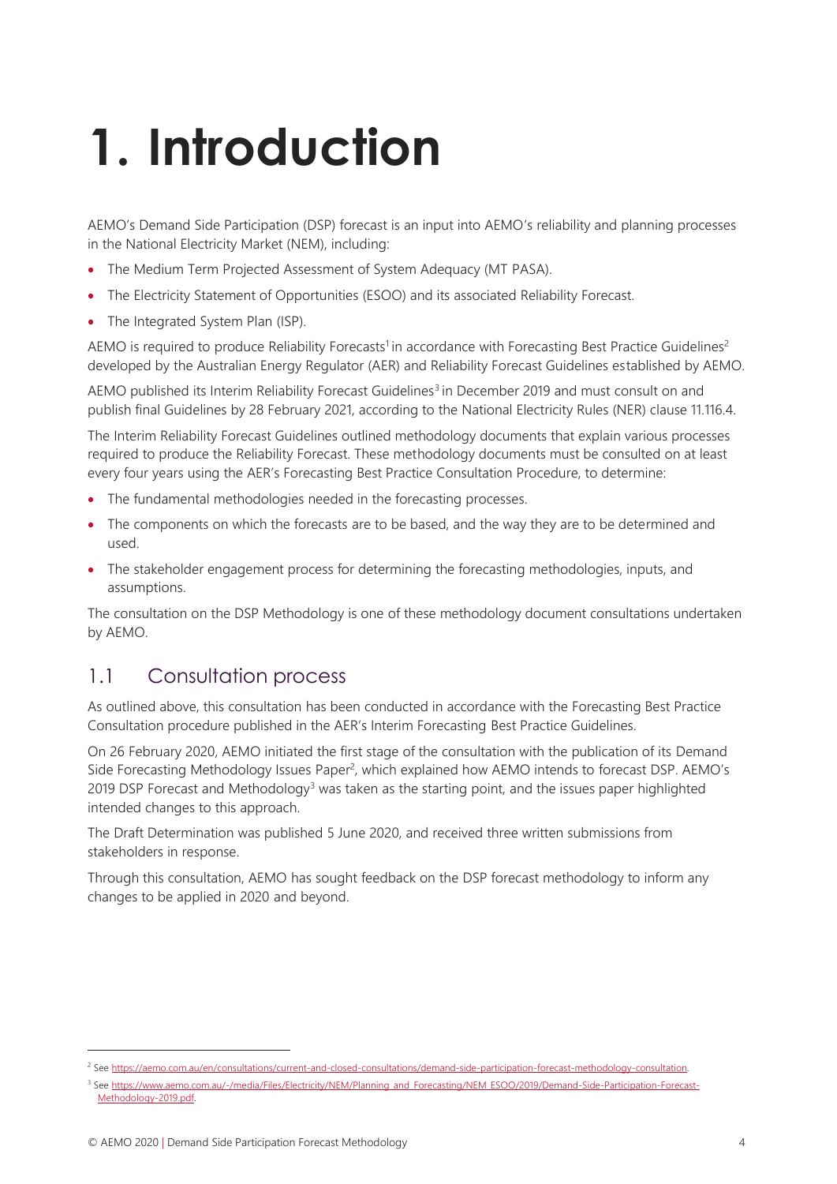# 1. Introduction

AEMO's Demand Side Participation (DSP) forecast is an input into AEMO's reliability and planning processes in the National Electricity Market (NEM), including:

- The Medium Term Projected Assessment of System Adequacy (MT PASA).
- The Electricity Statement of Opportunities (ESOO) and its associated Reliability Forecast.
- The Integrated System Plan (ISP).

AEMO is required to produce Reliability Forecasts[1] in accordance with Forecasting Best Practice Guidelines[2] developed by the Australian Energy Regulator (AER) and Reliability Forecast Guidelines established by AEMO.

AEMO published its Interim Reliability Forecast Guidelines[3] in December 2019 and must consult on and publish final Guidelines by 28 February 2021, according to the National Electricity Rules (NER) clause 11.116.4.

The Interim Reliability Forecast Guidelines outlined methodology documents that explain various processes required to produce the Reliability Forecast. These methodology documents must be consulted on at least every four years using the AER's Forecasting Best Practice Consultation Procedure, to determine:

- The fundamental methodologies needed in the forecasting processes.
- The components on which the forecasts are to be based, and the way they are to be determined and used.
- The stakeholder engagement process for determining the forecasting methodologies, inputs, and assumptions.

The consultation on the DSP Methodology is one of these methodology document consultations undertaken by AEMO.

## 1.1 Consultation process

As outlined above, this consultation has been conducted in accordance with the Forecasting Best Practice Consultation procedure published in the AER's Interim Forecasting Best Practice Guidelines.

On 26 February 2020, AEMO initiated the first stage of the consultation with the publication of its Demand Side Forecasting Methodology Issues Paper[2], which explained how AEMO intends to forecast DSP. AEMO's 2019 DSP Forecast and Methodology[3] was taken as the starting point, and the issues paper highlighted intended changes to this approach.

The Draft Determination was published 5 June 2020, and received three written submissions from stakeholders in response.

Through this consultation, AEMO has sought feedback on the DSP forecast methodology to inform any changes to be applied in 2020 and beyond.

---

[2] See https://aemo.com.au/en/consultations/current-and-closed-consultations/demand-side-participation-forecast-methodology-consultation.

[3] See https://www.aemo.com.au/-/media/Files/Electricity/NEM/Planning_and_Forecasting/NEM_ESOO/2019/Demand-Side-Participation-Forecast-Methodology-2019.pdf.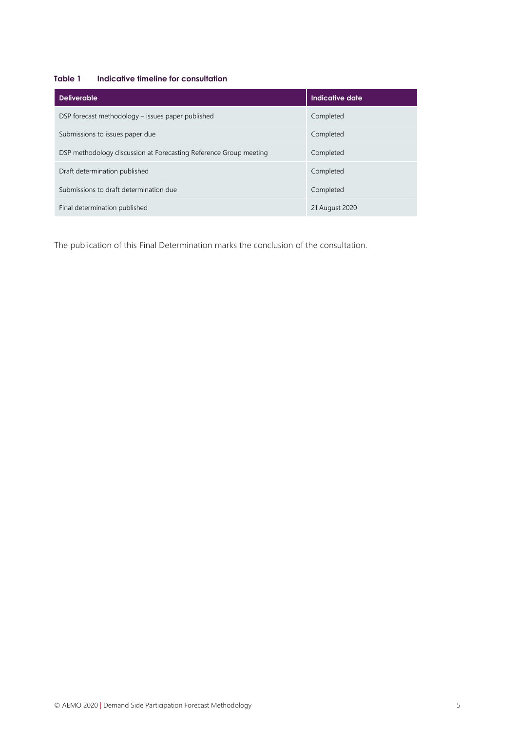**Table 1 Indicative timeline for consultation**

| Deliverable | Indicative date |
| --- | --- |
| DSP forecast methodology – issues paper published | Completed |
| Submissions to issues paper due | Completed |
| DSP methodology discussion at Forecasting Reference Group meeting | Completed |
| Draft determination published | Completed |
| Submissions to draft determination due | Completed |
| Final determination published | 21 August 2020 |

The publication of this Final Determination marks the conclusion of the consultation.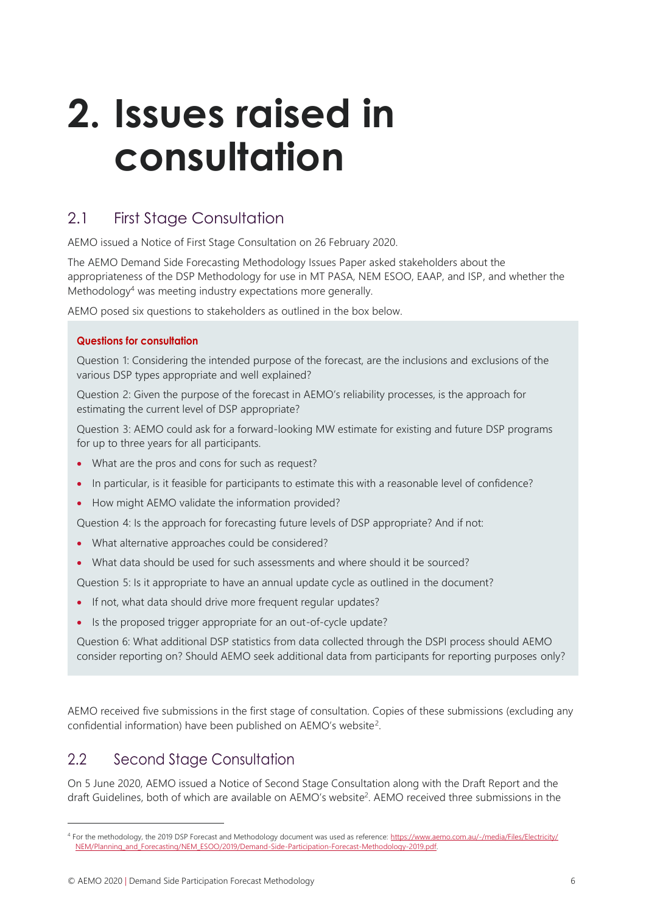# 2. Issues raised in consultation

## 2.1 First Stage Consultation

AEMO issued a Notice of First Stage Consultation on 26 February 2020.

The AEMO Demand Side Forecasting Methodology Issues Paper asked stakeholders about the appropriateness of the DSP Methodology for use in MT PASA, NEM ESOO, EAAP, and ISP, and whether the Methodology[4] was meeting industry expectations more generally.

AEMO posed six questions to stakeholders as outlined in the box below.

**Questions for consultation**

Question 1: Considering the intended purpose of the forecast, are the inclusions and exclusions of the various DSP types appropriate and well explained?

Question 2: Given the purpose of the forecast in AEMO's reliability processes, is the approach for estimating the current level of DSP appropriate?

Question 3: AEMO could ask for a forward-looking MW estimate for existing and future DSP programs for up to three years for all participants.

- What are the pros and cons for such as request?
- In particular, is it feasible for participants to estimate this with a reasonable level of confidence?
- How might AEMO validate the information provided?

Question 4: Is the approach for forecasting future levels of DSP appropriate? And if not:

- What alternative approaches could be considered?
- What data should be used for such assessments and where should it be sourced?

Question 5: Is it appropriate to have an annual update cycle as outlined in the document?

- If not, what data should drive more frequent regular updates?
- Is the proposed trigger appropriate for an out-of-cycle update?

Question 6: What additional DSP statistics from data collected through the DSPI process should AEMO consider reporting on? Should AEMO seek additional data from participants for reporting purposes only?

AEMO received five submissions in the first stage of consultation. Copies of these submissions (excluding any confidential information) have been published on AEMO's website[2].

## 2.2 Second Stage Consultation

On 5 June 2020, AEMO issued a Notice of Second Stage Consultation along with the Draft Report and the draft Guidelines, both of which are available on AEMO's website[2]. AEMO received three submissions in the

[4] For the methodology, the 2019 DSP Forecast and Methodology document was used as reference: https://www.aemo.com.au/-/media/Files/Electricity/NEM/Planning_and_Forecasting/NEM_ESOO/2019/Demand-Side-Participation-Forecast-Methodology-2019.pdf.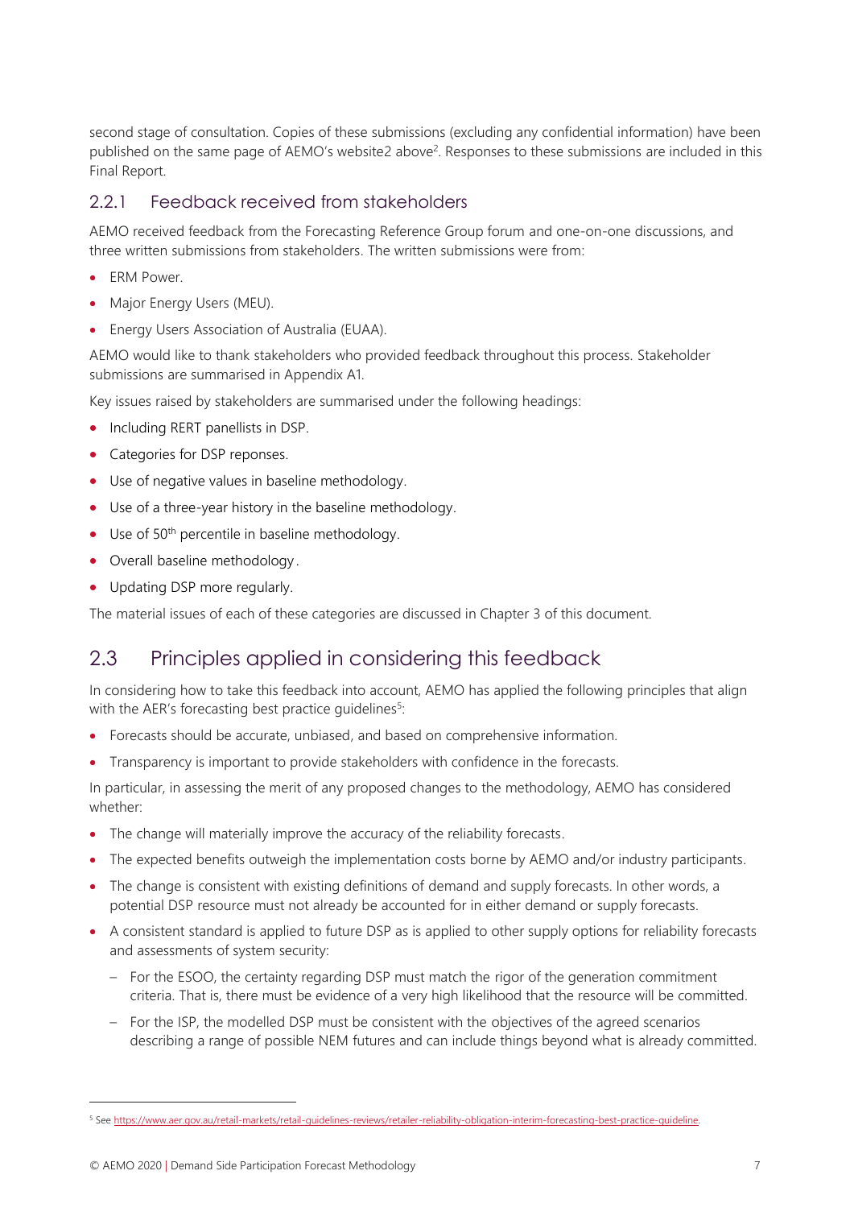second stage of consultation. Copies of these submissions (excluding any confidential information) have been published on the same page of AEMO's website2 above[2]. Responses to these submissions are included in this Final Report.

### 2.2.1 Feedback received from stakeholders

AEMO received feedback from the Forecasting Reference Group forum and one-on-one discussions, and three written submissions from stakeholders. The written submissions were from:

- ERM Power.
- Major Energy Users (MEU).
- Energy Users Association of Australia (EUAA).

AEMO would like to thank stakeholders who provided feedback throughout this process. Stakeholder submissions are summarised in Appendix A1.

Key issues raised by stakeholders are summarised under the following headings:

- Including RERT panellists in DSP.
- Categories for DSP reponses.
- Use of negative values in baseline methodology.
- Use of a three-year history in the baseline methodology.
- Use of 50th percentile in baseline methodology.
- Overall baseline methodology.
- Updating DSP more regularly.

The material issues of each of these categories are discussed in Chapter 3 of this document.

## 2.3 Principles applied in considering this feedback

In considering how to take this feedback into account, AEMO has applied the following principles that align with the AER's forecasting best practice guidelines[5]:

- Forecasts should be accurate, unbiased, and based on comprehensive information.
- Transparency is important to provide stakeholders with confidence in the forecasts.

In particular, in assessing the merit of any proposed changes to the methodology, AEMO has considered whether:

- The change will materially improve the accuracy of the reliability forecasts.
- The expected benefits outweigh the implementation costs borne by AEMO and/or industry participants.
- The change is consistent with existing definitions of demand and supply forecasts. In other words, a potential DSP resource must not already be accounted for in either demand or supply forecasts.
- A consistent standard is applied to future DSP as is applied to other supply options for reliability forecasts and assessments of system security:
  - For the ESOO, the certainty regarding DSP must match the rigor of the generation commitment criteria. That is, there must be evidence of a very high likelihood that the resource will be committed.
  - For the ISP, the modelled DSP must be consistent with the objectives of the agreed scenarios describing a range of possible NEM futures and can include things beyond what is already committed.

[5] See https://www.aer.gov.au/retail-markets/retail-guidelines-reviews/retailer-reliability-obligation-interim-forecasting-best-practice-guideline.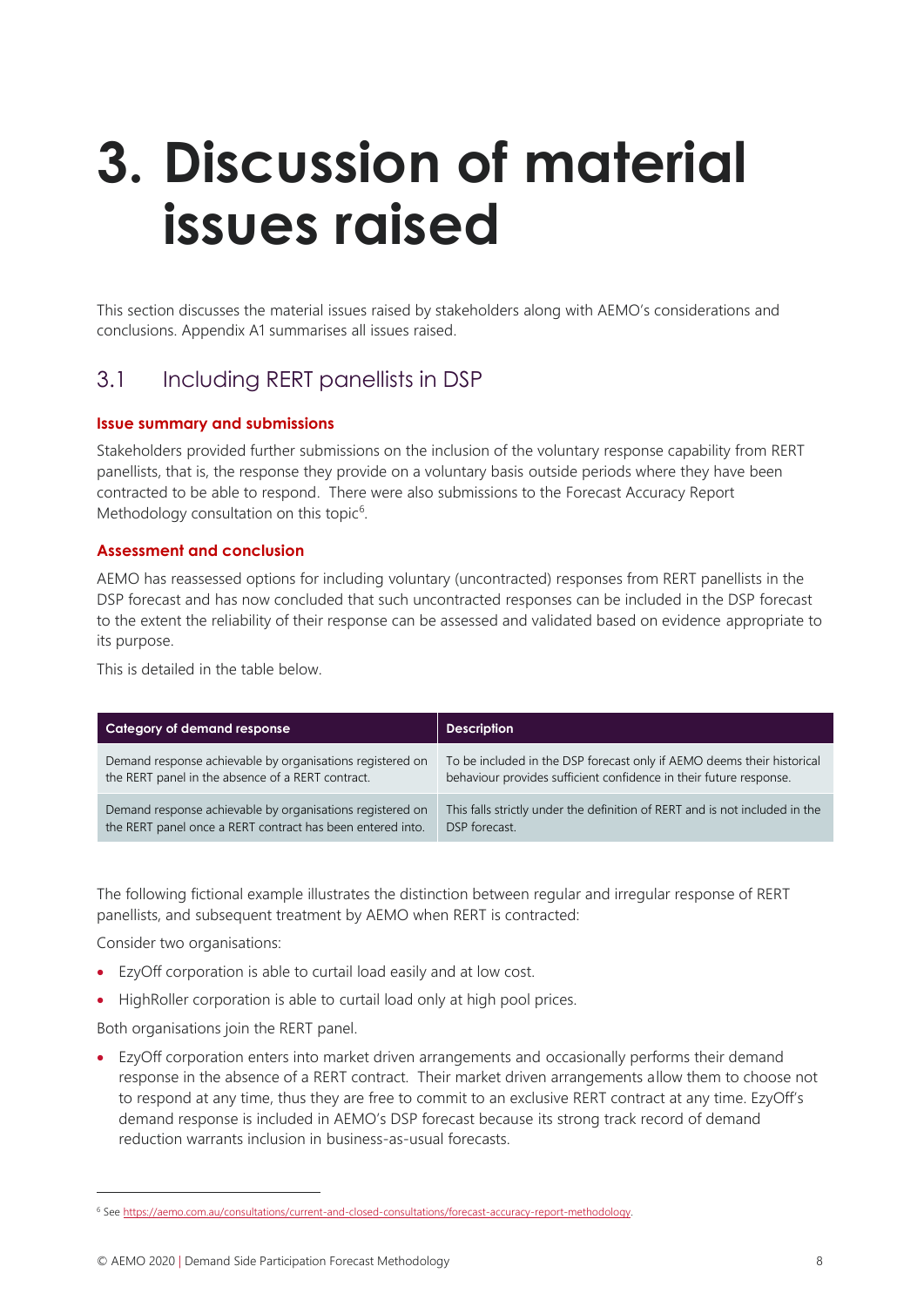# 3. Discussion of material issues raised

This section discusses the material issues raised by stakeholders along with AEMO's considerations and conclusions. Appendix A1 summarises all issues raised.

## 3.1 Including RERT panellists in DSP

### Issue summary and submissions

Stakeholders provided further submissions on the inclusion of the voluntary response capability from RERT panellists, that is, the response they provide on a voluntary basis outside periods where they have been contracted to be able to respond. There were also submissions to the Forecast Accuracy Report Methodology consultation on this topic[6].

### Assessment and conclusion

AEMO has reassessed options for including voluntary (uncontracted) responses from RERT panellists in the DSP forecast and has now concluded that such uncontracted responses can be included in the DSP forecast to the extent the reliability of their response can be assessed and validated based on evidence appropriate to its purpose.

This is detailed in the table below.

| Category of demand response | Description |
| --- | --- |
| Demand response achievable by organisations registered on the RERT panel in the absence of a RERT contract. | To be included in the DSP forecast only if AEMO deems their historical behaviour provides sufficient confidence in their future response. |
| Demand response achievable by organisations registered on the RERT panel once a RERT contract has been entered into. | This falls strictly under the definition of RERT and is not included in the DSP forecast. |

The following fictional example illustrates the distinction between regular and irregular response of RERT panellists, and subsequent treatment by AEMO when RERT is contracted:

Consider two organisations:

- EzyOff corporation is able to curtail load easily and at low cost.
- HighRoller corporation is able to curtail load only at high pool prices.

Both organisations join the RERT panel.

- EzyOff corporation enters into market driven arrangements and occasionally performs their demand response in the absence of a RERT contract. Their market driven arrangements allow them to choose not to respond at any time, thus they are free to commit to an exclusive RERT contract at any time. EzyOff's demand response is included in AEMO's DSP forecast because its strong track record of demand reduction warrants inclusion in business-as-usual forecasts.

[6] See https://aemo.com.au/consultations/current-and-closed-consultations/forecast-accuracy-report-methodology.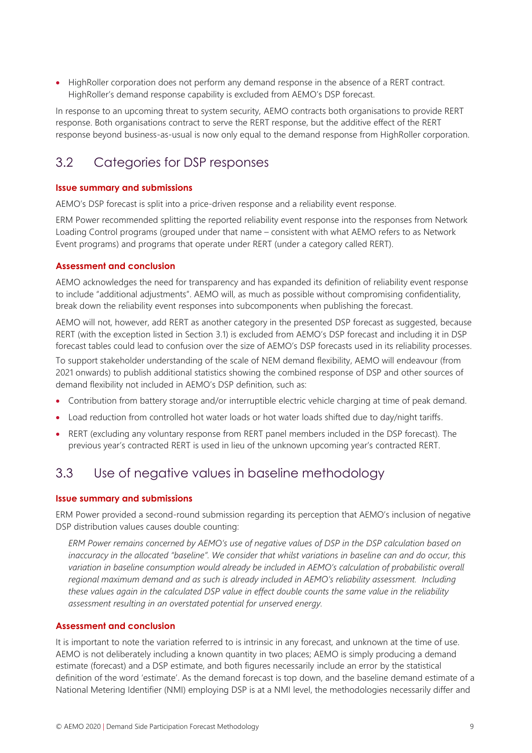- HighRoller corporation does not perform any demand response in the absence of a RERT contract. HighRoller's demand response capability is excluded from AEMO's DSP forecast.

In response to an upcoming threat to system security, AEMO contracts both organisations to provide RERT response. Both organisations contract to serve the RERT response, but the additive effect of the RERT response beyond business-as-usual is now only equal to the demand response from HighRoller corporation.

## 3.2 Categories for DSP responses

#### Issue summary and submissions

AEMO's DSP forecast is split into a price-driven response and a reliability event response.

ERM Power recommended splitting the reported reliability event response into the responses from Network Loading Control programs (grouped under that name – consistent with what AEMO refers to as Network Event programs) and programs that operate under RERT (under a category called RERT).

#### Assessment and conclusion

AEMO acknowledges the need for transparency and has expanded its definition of reliability event response to include "additional adjustments". AEMO will, as much as possible without compromising confidentiality, break down the reliability event responses into subcomponents when publishing the forecast.

AEMO will not, however, add RERT as another category in the presented DSP forecast as suggested, because RERT (with the exception listed in Section 3.1) is excluded from AEMO's DSP forecast and including it in DSP forecast tables could lead to confusion over the size of AEMO's DSP forecasts used in its reliability processes.

To support stakeholder understanding of the scale of NEM demand flexibility, AEMO will endeavour (from 2021 onwards) to publish additional statistics showing the combined response of DSP and other sources of demand flexibility not included in AEMO's DSP definition, such as:

- Contribution from battery storage and/or interruptible electric vehicle charging at time of peak demand.
- Load reduction from controlled hot water loads or hot water loads shifted due to day/night tariffs.
- RERT (excluding any voluntary response from RERT panel members included in the DSP forecast). The previous year's contracted RERT is used in lieu of the unknown upcoming year's contracted RERT.

## 3.3 Use of negative values in baseline methodology

#### Issue summary and submissions

ERM Power provided a second-round submission regarding its perception that AEMO's inclusion of negative DSP distribution values causes double counting:

> *ERM Power remains concerned by AEMO's use of negative values of DSP in the DSP calculation based on inaccuracy in the allocated "baseline". We consider that whilst variations in baseline can and do occur, this variation in baseline consumption would already be included in AEMO's calculation of probabilistic overall regional maximum demand and as such is already included in AEMO's reliability assessment. Including these values again in the calculated DSP value in effect double counts the same value in the reliability assessment resulting in an overstated potential for unserved energy.*

#### Assessment and conclusion

It is important to note the variation referred to is intrinsic in any forecast, and unknown at the time of use. AEMO is not deliberately including a known quantity in two places; AEMO is simply producing a demand estimate (forecast) and a DSP estimate, and both figures necessarily include an error by the statistical definition of the word 'estimate'. As the demand forecast is top down, and the baseline demand estimate of a National Metering Identifier (NMI) employing DSP is at a NMI level, the methodologies necessarily differ and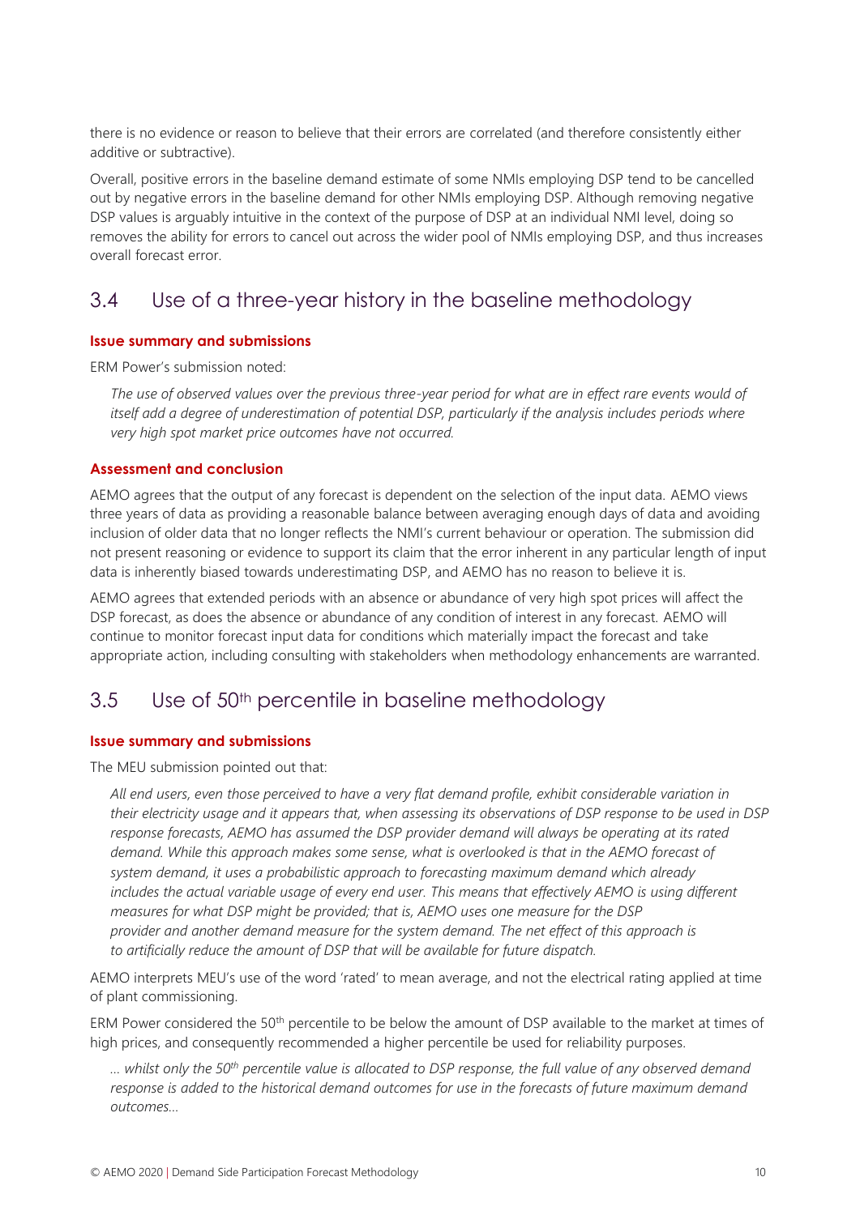there is no evidence or reason to believe that their errors are correlated (and therefore consistently either additive or subtractive).

Overall, positive errors in the baseline demand estimate of some NMIs employing DSP tend to be cancelled out by negative errors in the baseline demand for other NMIs employing DSP. Although removing negative DSP values is arguably intuitive in the context of the purpose of DSP at an individual NMI level, doing so removes the ability for errors to cancel out across the wider pool of NMIs employing DSP, and thus increases overall forecast error.

## 3.4 Use of a three-year history in the baseline methodology

#### Issue summary and submissions

ERM Power's submission noted:

> *The use of observed values over the previous three-year period for what are in effect rare events would of itself add a degree of underestimation of potential DSP, particularly if the analysis includes periods where very high spot market price outcomes have not occurred.*

#### Assessment and conclusion

AEMO agrees that the output of any forecast is dependent on the selection of the input data. AEMO views three years of data as providing a reasonable balance between averaging enough days of data and avoiding inclusion of older data that no longer reflects the NMI's current behaviour or operation. The submission did not present reasoning or evidence to support its claim that the error inherent in any particular length of input data is inherently biased towards underestimating DSP, and AEMO has no reason to believe it is.

AEMO agrees that extended periods with an absence or abundance of very high spot prices will affect the DSP forecast, as does the absence or abundance of any condition of interest in any forecast. AEMO will continue to monitor forecast input data for conditions which materially impact the forecast and take appropriate action, including consulting with stakeholders when methodology enhancements are warranted.

## 3.5 Use of 50th percentile in baseline methodology

#### Issue summary and submissions

The MEU submission pointed out that:

> *All end users, even those perceived to have a very flat demand profile, exhibit considerable variation in their electricity usage and it appears that, when assessing its observations of DSP response to be used in DSP response forecasts, AEMO has assumed the DSP provider demand will always be operating at its rated demand. While this approach makes some sense, what is overlooked is that in the AEMO forecast of system demand, it uses a probabilistic approach to forecasting maximum demand which already includes the actual variable usage of every end user. This means that effectively AEMO is using different measures for what DSP might be provided; that is, AEMO uses one measure for the DSP provider and another demand measure for the system demand. The net effect of this approach is to artificially reduce the amount of DSP that will be available for future dispatch.*

AEMO interprets MEU's use of the word 'rated' to mean average, and not the electrical rating applied at time of plant commissioning.

ERM Power considered the 50th percentile to be below the amount of DSP available to the market at times of high prices, and consequently recommended a higher percentile be used for reliability purposes.

> *… whilst only the 50th percentile value is allocated to DSP response, the full value of any observed demand response is added to the historical demand outcomes for use in the forecasts of future maximum demand outcomes…*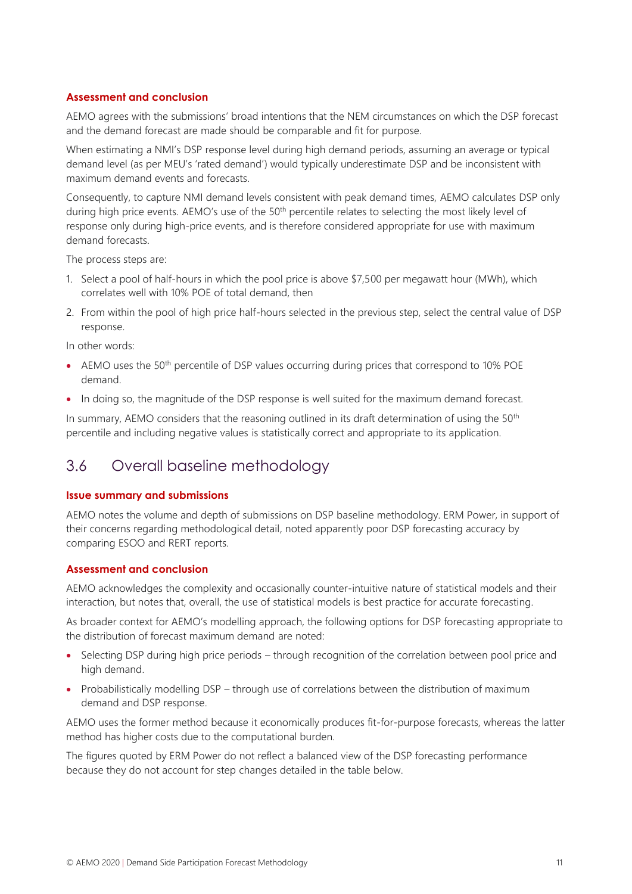#### Assessment and conclusion

AEMO agrees with the submissions' broad intentions that the NEM circumstances on which the DSP forecast and the demand forecast are made should be comparable and fit for purpose.

When estimating a NMI's DSP response level during high demand periods, assuming an average or typical demand level (as per MEU's 'rated demand') would typically underestimate DSP and be inconsistent with maximum demand events and forecasts.

Consequently, to capture NMI demand levels consistent with peak demand times, AEMO calculates DSP only during high price events. AEMO's use of the 50th percentile relates to selecting the most likely level of response only during high-price events, and is therefore considered appropriate for use with maximum demand forecasts.

The process steps are:

1. Select a pool of half-hours in which the pool price is above $7,500 per megawatt hour (MWh), which correlates well with 10% POE of total demand, then
2. From within the pool of high price half-hours selected in the previous step, select the central value of DSP response.

In other words:

- AEMO uses the 50th percentile of DSP values occurring during prices that correspond to 10% POE demand.
- In doing so, the magnitude of the DSP response is well suited for the maximum demand forecast.

In summary, AEMO considers that the reasoning outlined in its draft determination of using the 50th percentile and including negative values is statistically correct and appropriate to its application.

## 3.6 Overall baseline methodology

#### Issue summary and submissions

AEMO notes the volume and depth of submissions on DSP baseline methodology. ERM Power, in support of their concerns regarding methodological detail, noted apparently poor DSP forecasting accuracy by comparing ESOO and RERT reports.

#### Assessment and conclusion

AEMO acknowledges the complexity and occasionally counter-intuitive nature of statistical models and their interaction, but notes that, overall, the use of statistical models is best practice for accurate forecasting.

As broader context for AEMO's modelling approach, the following options for DSP forecasting appropriate to the distribution of forecast maximum demand are noted:

- Selecting DSP during high price periods – through recognition of the correlation between pool price and high demand.
- Probabilistically modelling DSP – through use of correlations between the distribution of maximum demand and DSP response.

AEMO uses the former method because it economically produces fit-for-purpose forecasts, whereas the latter method has higher costs due to the computational burden.

The figures quoted by ERM Power do not reflect a balanced view of the DSP forecasting performance because they do not account for step changes detailed in the table below.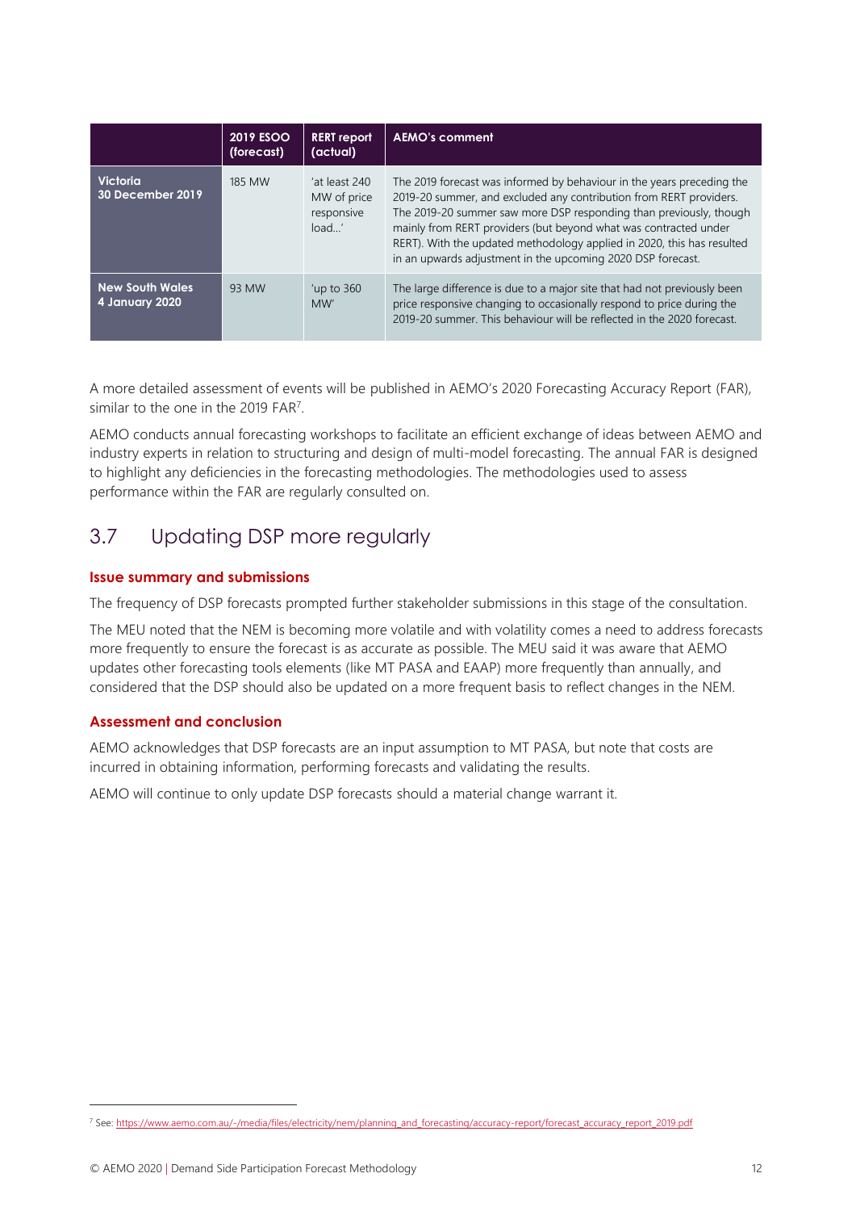| | 2019 ESOO (forecast) | RERT report (actual) | AEMO's comment |
|---|---|---|---|
| **Victoria 30 December 2019** | 185 MW | 'at least 240 MW of price responsive load…' | The 2019 forecast was informed by behaviour in the years preceding the 2019-20 summer, and excluded any contribution from RERT providers. The 2019-20 summer saw more DSP responding than previously, though mainly from RERT providers (but beyond what was contracted under RERT). With the updated methodology applied in 2020, this has resulted in an upwards adjustment in the upcoming 2020 DSP forecast. |
| **New South Wales 4 January 2020** | 93 MW | 'up to 360 MW' | The large difference is due to a major site that had not previously been price responsive changing to occasionally respond to price during the 2019-20 summer. This behaviour will be reflected in the 2020 forecast. |

A more detailed assessment of events will be published in AEMO's 2020 Forecasting Accuracy Report (FAR), similar to the one in the 2019 FAR[7].

AEMO conducts annual forecasting workshops to facilitate an efficient exchange of ideas between AEMO and industry experts in relation to structuring and design of multi-model forecasting. The annual FAR is designed to highlight any deficiencies in the forecasting methodologies. The methodologies used to assess performance within the FAR are regularly consulted on.

## 3.7 Updating DSP more regularly

### Issue summary and submissions

The frequency of DSP forecasts prompted further stakeholder submissions in this stage of the consultation.

The MEU noted that the NEM is becoming more volatile and with volatility comes a need to address forecasts more frequently to ensure the forecast is as accurate as possible. The MEU said it was aware that AEMO updates other forecasting tools elements (like MT PASA and EAAP) more frequently than annually, and considered that the DSP should also be updated on a more frequent basis to reflect changes in the NEM.

### Assessment and conclusion

AEMO acknowledges that DSP forecasts are an input assumption to MT PASA, but note that costs are incurred in obtaining information, performing forecasts and validating the results.

AEMO will continue to only update DSP forecasts should a material change warrant it.

---

[7] See: https://www.aemo.com.au/-/media/files/electricity/nem/planning_and_forecasting/accuracy-report/forecast_accuracy_report_2019.pdf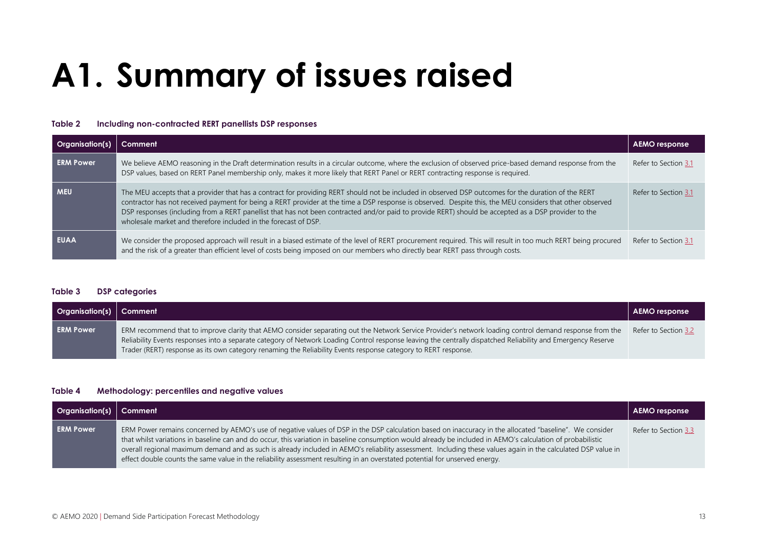# A1. Summary of issues raised

**Table 2 Including non-contracted RERT panellists DSP responses**

| Organisation(s) | Comment | AEMO response |
|---|---|---|
| **ERM Power** | We believe AEMO reasoning in the Draft determination results in a circular outcome, where the exclusion of observed price-based demand response from the DSP values, based on RERT Panel membership only, makes it more likely that RERT Panel or RERT contracting response is required. | Refer to Section 3.1 |
| **MEU** | The MEU accepts that a provider that has a contract for providing RERT should not be included in observed DSP outcomes for the duration of the RERT contractor has not received payment for being a RERT provider at the time a DSP response is observed. Despite this, the MEU considers that other observed DSP responses (including from a RERT panellist that has not been contracted and/or paid to provide RERT) should be accepted as a DSP provider to the wholesale market and therefore included in the forecast of DSP. | Refer to Section 3.1 |
| **EUAA** | We consider the proposed approach will result in a biased estimate of the level of RERT procurement required. This will result in too much RERT being procured and the risk of a greater than efficient level of costs being imposed on our members who directly bear RERT pass through costs. | Refer to Section 3.1 |

**Table 3 DSP categories**

| Organisation(s) | Comment | AEMO response |
|---|---|---|
| **ERM Power** | ERM recommend that to improve clarity that AEMO consider separating out the Network Service Provider's network loading control demand response from the Reliability Events responses into a separate category of Network Loading Control response leaving the centrally dispatched Reliability and Emergency Reserve Trader (RERT) response as its own category renaming the Reliability Events response category to RERT response. | Refer to Section 3.2 |

**Table 4 Methodology: percentiles and negative values**

| Organisation(s) | Comment | AEMO response |
|---|---|---|
| **ERM Power** | ERM Power remains concerned by AEMO's use of negative values of DSP in the DSP calculation based on inaccuracy in the allocated "baseline". We consider that whilst variations in baseline can and do occur, this variation in baseline consumption would already be included in AEMO's calculation of probabilistic overall regional maximum demand and as such is already included in AEMO's reliability assessment. Including these values again in the calculated DSP value in effect double counts the same value in the reliability assessment resulting in an overstated potential for unserved energy. | Refer to Section 3.3 |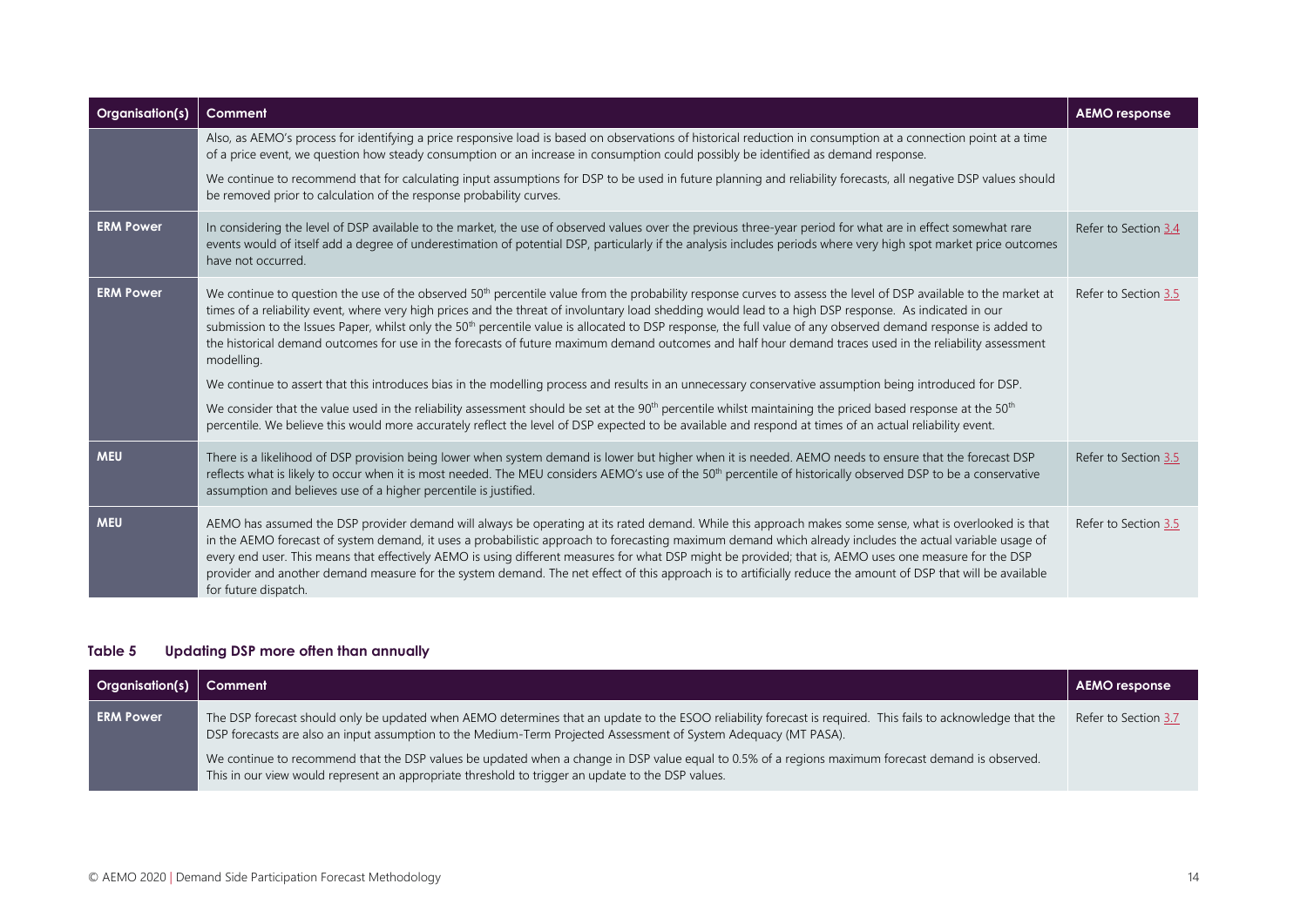| Organisation(s) | Comment | AEMO response |
|---|---|---|
| | Also, as AEMO's process for identifying a price responsive load is based on observations of historical reduction in consumption at a connection point at a time of a price event, we question how steady consumption or an increase in consumption could possibly be identified as demand response. We continue to recommend that for calculating input assumptions for DSP to be used in future planning and reliability forecasts, all negative DSP values should be removed prior to calculation of the response probability curves. | |
| ERM Power | In considering the level of DSP available to the market, the use of observed values over the previous three-year period for what are in effect somewhat rare events would of itself add a degree of underestimation of potential DSP, particularly if the analysis includes periods where very high spot market price outcomes have not occurred. | Refer to Section 3.4 |
| ERM Power | We continue to question the use of the observed 50th percentile value from the probability response curves to assess the level of DSP available to the market at times of a reliability event, where very high prices and the threat of involuntary load shedding would lead to a high DSP response. As indicated in our submission to the Issues Paper, whilst only the 50th percentile value is allocated to DSP response, the full value of any observed demand response is added to the historical demand outcomes for use in the forecasts of future maximum demand outcomes and half hour demand traces used in the reliability assessment modelling. We continue to assert that this introduces bias in the modelling process and results in an unnecessary conservative assumption being introduced for DSP. We consider that the value used in the reliability assessment should be set at the 90th percentile whilst maintaining the priced based response at the 50th percentile. We believe this would more accurately reflect the level of DSP expected to be available and respond at times of an actual reliability event. | Refer to Section 3.5 |
| MEU | There is a likelihood of DSP provision being lower when system demand is lower but higher when it is needed. AEMO needs to ensure that the forecast DSP reflects what is likely to occur when it is most needed. The MEU considers AEMO's use of the 50th percentile of historically observed DSP to be a conservative assumption and believes use of a higher percentile is justified. | Refer to Section 3.5 |
| MEU | AEMO has assumed the DSP provider demand will always be operating at its rated demand. While this approach makes some sense, what is overlooked is that in the AEMO forecast of system demand, it uses a probabilistic approach to forecasting maximum demand which already includes the actual variable usage of every end user. This means that effectively AEMO is using different measures for what DSP might be provided; that is, AEMO uses one measure for the DSP provider and another demand measure for the system demand. The net effect of this approach is to artificially reduce the amount of DSP that will be available for future dispatch. | Refer to Section 3.5 |

**Table 5 Updating DSP more often than annually**

| Organisation(s) | Comment | AEMO response |
|---|---|---|
| ERM Power | The DSP forecast should only be updated when AEMO determines that an update to the ESOO reliability forecast is required. This fails to acknowledge that the DSP forecasts are also an input assumption to the Medium-Term Projected Assessment of System Adequacy (MT PASA). We continue to recommend that the DSP values be updated when a change in DSP value equal to 0.5% of a regions maximum forecast demand is observed. This in our view would represent an appropriate threshold to trigger an update to the DSP values. | Refer to Section 3.7 |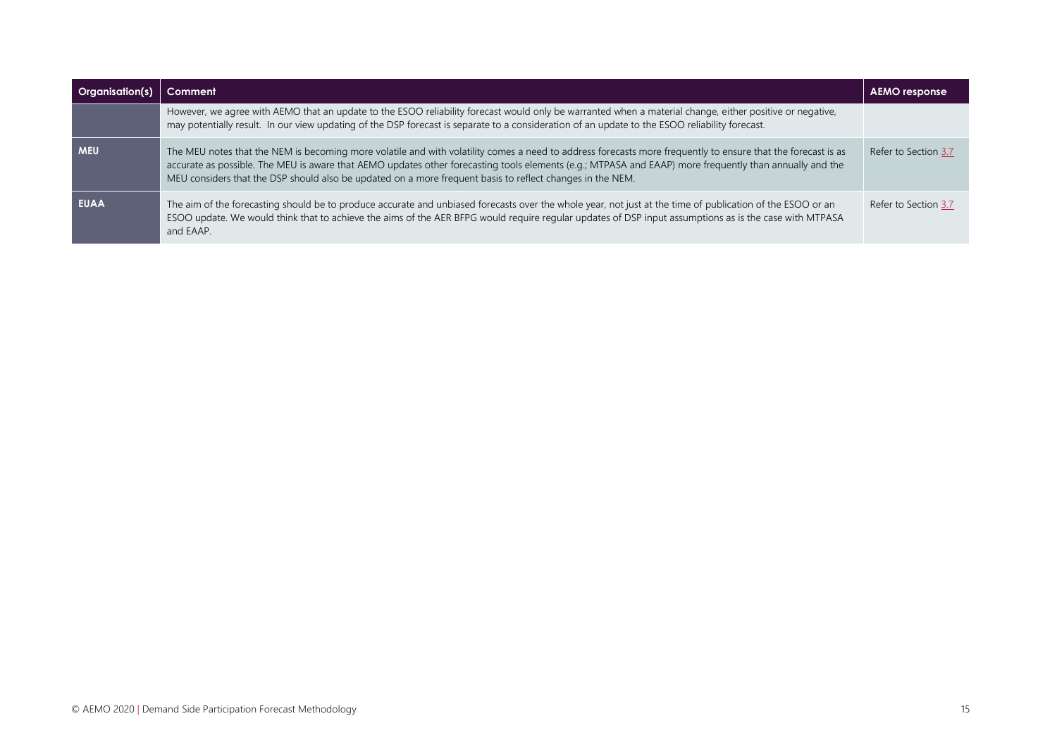| Organisation(s) | Comment | AEMO response |
|---|---|---|
| | However, we agree with AEMO that an update to the ESOO reliability forecast would only be warranted when a material change, either positive or negative, may potentially result. In our view updating of the DSP forecast is separate to a consideration of an update to the ESOO reliability forecast. | |
| **MEU** | The MEU notes that the NEM is becoming more volatile and with volatility comes a need to address forecasts more frequently to ensure that the forecast is as accurate as possible. The MEU is aware that AEMO updates other forecasting tools elements (e.g.; MTPASA and EAAP) more frequently than annually and the MEU considers that the DSP should also be updated on a more frequent basis to reflect changes in the NEM. | Refer to Section 3.7 |
| **EUAA** | The aim of the forecasting should be to produce accurate and unbiased forecasts over the whole year, not just at the time of publication of the ESOO or an ESOO update. We would think that to achieve the aims of the AER BFPG would require regular updates of DSP input assumptions as is the case with MTPASA and EAAP. | Refer to Section 3.7 |